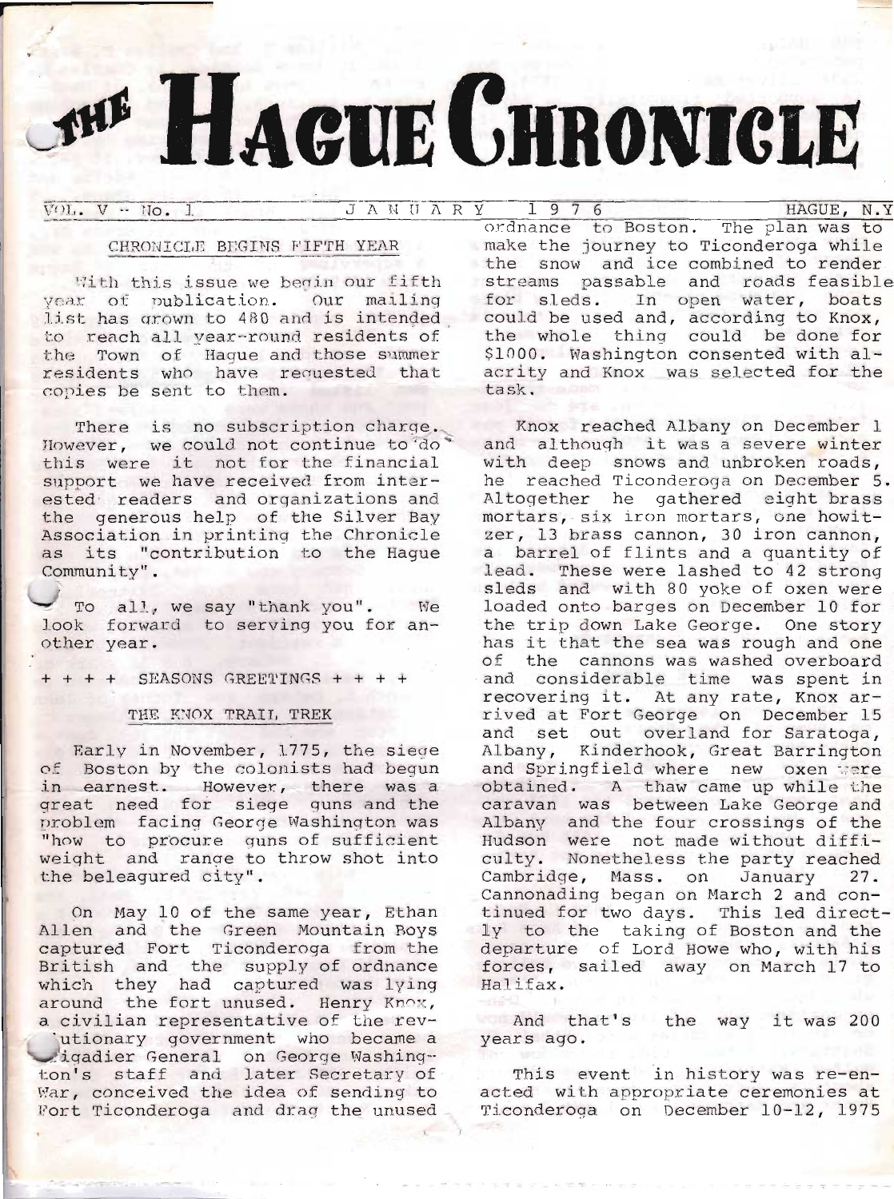# THE HAGUE CHRONICLE

VOL. V - No. 1 JANUARY 1976 HAGUE, N.Y

## CHRONICLE BEGINS FIFTH YEAR

With this issue we begin our fifth year of publication. Our mailing list has grown to 480 and is intended to reach all year-round residents of the Town of Hague and those summer residents who have requested that copies be sent to them.

There is no subscription charge. However, we could not continue to do this were it not for the financial support we have received from interested readers and organizations and the generous help of the Silver Bay Association in printing the Chronicle as its "contribution to the Hague Community".

To all, we say "thank you". We look forward to serving you for another year.

+ + + + SEASONS GREETINGS + + + +

## THE KNOX TRAIL TREK

Early in November, 1775, the siege of Boston by the colonists had begun in earnest. However, there was a great need for siege guns and the problem facing George Washington was "how to procure guns of sufficient weight and range to throw shot into the beleagured city".

On May 10 of the same year, Ethan Allen and the Green Mountain Boys captured Fort Ticonderoga from the British and the supply of ordnance which they had captured was lying around the fort unused. Henry Knox, a civilian representative of the revolutionary government who became a Brigadier General on George Washington's staff and later Secretary of War, conceived the idea of sending to Fort Ticonderoga and drag the unused ordnance to Boston. The plan was to make the journey to Ticonderoga while the snow and ice combined to render streams passable and roads feasible for sleds. In open water, boats could be used and, according to Knox, the whole thing could be done for $1000. Washington consented with alacrity and Knox was selected for the task.

Knox reached Albany on December 1 and although it was a severe winter with deep snows and unbroken roads, he reached Ticonderoga on December 5. Altogether he gathered eight brass mortars, six iron mortars, one howitzer, 13 brass cannon, 30 iron cannon, a barrel of flints and a quantity of lead. These were lashed to 42 strong sleds and with 80 yoke of oxen were loaded onto barges on December 10 for the trip down Lake George. One story has it that the sea was rough and one of the cannons was washed overboard and considerable time was spent in recovering it. At any rate, Knox arrived at Fort George on December 15 and set out overland for Saratoga, Albany, Kinderhook, Great Barrington and Springfield where new oxen were obtained. A thaw came up while the caravan was between Lake George and Albany and the four crossings of the Hudson were not made without difficulty. Nonetheless the party reached Cambridge, Mass. on January 27. Cannonading began on March 2 and continued for two days. This led directly to the taking of Boston and the departure of Lord Howe who, with his forces, sailed away on March 17 to Halifax.

And that's the way it was 200 years ago.

This event in history was re-enacted with appropriate ceremonies at Ticonderoga on December 10-12, 1975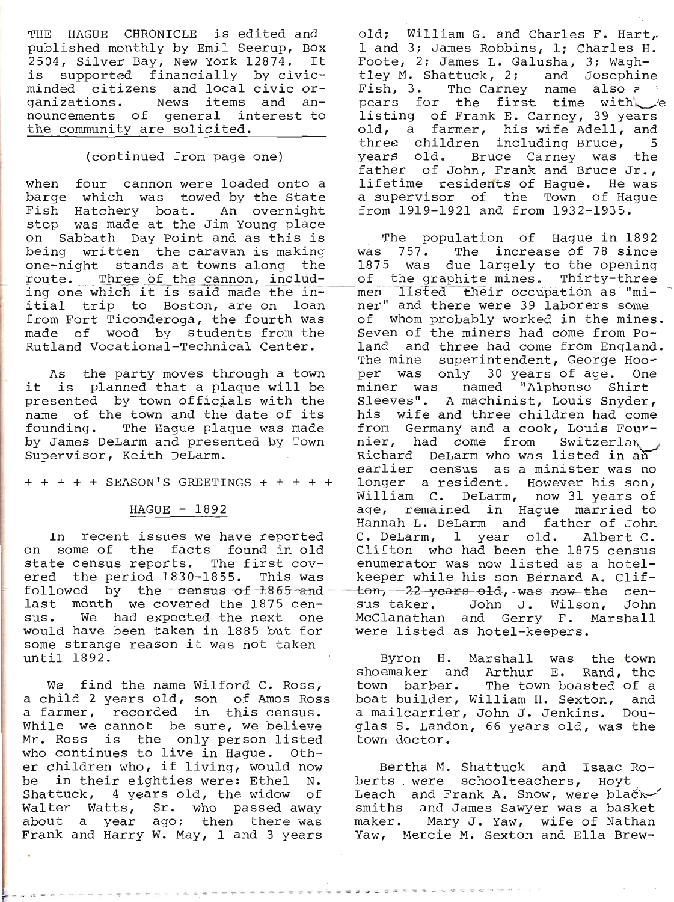THE HAGUE CHRONICLE is edited and published monthly by Emil Seerup, Box 2504, Silver Bay, New York 12874. It is supported financially by civic-minded citizens and local civic organizations. News items and announcements of general interest to the community are solicited.

(continued from page one)

when four cannon were loaded onto a barge which was towed by the State Fish Hatchery boat. An overnight stop was made at the Jim Young place on Sabbath Day Point and as this is being written the caravan is making one-night stands at towns along the route. Three of the cannon, including one which it is said made the initial trip to Boston, are on loan from Fort Ticonderoga, the fourth was made of wood by students from the Rutland Vocational-Technical Center.

As the party moves through a town it is planned that a plaque will be presented by town officials with the name of the town and the date of its founding. The Hague plaque was made by James DeLarm and presented by Town Supervisor, Keith DeLarm.

+ + + + + SEASON'S GREETINGS + + + + +

## HAGUE - 1892

In recent issues we have reported on some of the facts found in old state census reports. The first covered the period 1830-1855. This was followed by the census of 1865 and last month we covered the 1875 census. We had expected the next one would have been taken in 1885 but for some strange reason it was not taken until 1892.

We find the name Wilford C. Ross, a child 2 years old, son of Amos Ross a farmer, recorded in this census. While we cannot be sure, we believe Mr. Ross is the only person listed who continues to live in Hague. Other children who, if living, would now be in their eighties were: Ethel N. Shattuck, 4 years old, the widow of Walter Watts, Sr. who passed away about a year ago; then there was Frank and Harry W. May, 1 and 3 years old; William G. and Charles F. Hart, 1 and 3; James Robbins, 1; Charles H. Foote, 2; James L. Galusha, 3; Waghtley M. Shattuck, 2; and Josephine Fish, 3. The Carney name also appears for the first time with the listing of Frank E. Carney, 39 years old, a farmer, his wife Adell, and three children including Bruce, 5 years old. Bruce Carney was the father of John, Frank and Bruce Jr., lifetime residents of Hague. He was a supervisor of the Town of Hague from 1919-1921 and from 1932-1935.

The population of Hague in 1892 was 757. The increase of 78 since 1875 was due largely to the opening of the graphite mines. Thirty-three men listed their occupation as "miner" and there were 39 laborers some of whom probably worked in the mines. Seven of the miners had come from Poland and three had come from England. The mine superintendent, George Hooper was only 30 years of age. One miner was named "Alphonso Shirt Sleeves". A machinist, Louis Snyder, his wife and three children had come from Germany and a cook, Louis Fournier, had come from Switzerland. Richard DeLarm who was listed in an earlier census as a minister was no longer a resident. However his son, William C. DeLarm, now 31 years of age, remained in Hague married to Hannah L. DeLarm and father of John C. DeLarm, 1 year old. Albert C. Clifton who had been the 1875 census enumerator was now listed as a hotel-keeper while his son Bernard A. Clifton, 22 years old, was now the census taker. John J. Wilson, John McClanathan and Gerry F. Marshall were listed as hotel-keepers.

Byron H. Marshall was the town shoemaker and Arthur E. Rand, the town barber. The town boasted of a boat builder, William H. Sexton, and a mailcarrier, John J. Jenkins. Douglas S. Landon, 66 years old, was the town doctor.

Bertha M. Shattuck and Isaac Roberts were schoolteachers, Hoyt Leach and Frank A. Snow, were blacksmiths and James Sawyer was a basket maker. Mary J. Yaw, wife of Nathan Yaw, Mercie M. Sexton and Ella Brew-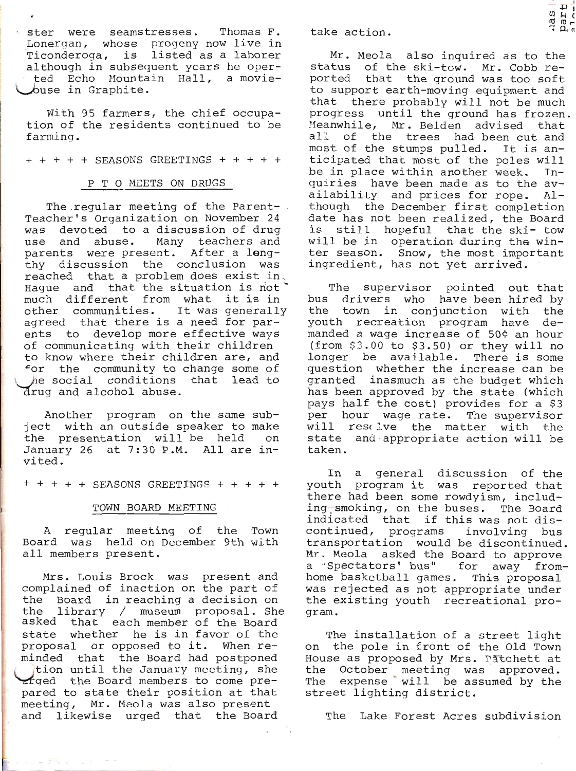ster were seamstresses. Thomas F. Lonergan, whose progeny now live in Ticonderoga, is listed as a laborer although in subsequent years he operated Echo Mountain Hall, a moviehouse in Graphite.

With 95 farmers, the chief occupation of the residents continued to be farming.

+ + + + + SEASONS GREETINGS + + + + +

## P T O MEETS ON DRUGS

The regular meeting of the Parent-Teacher's Organization on November 24 was devoted to a discussion of drug use and abuse. Many teachers and parents were present. After a lengthy discussion the conclusion was reached that a problem does exist in Hague and that the situation is not much different from what it is in other communities. It was generally agreed that there is a need for parents to develop more effective ways of communicating with their children to know where their children are, and for the community to change some of the social conditions that lead to drug and alcohol abuse.

Another program on the same subject with an outside speaker to make the presentation will be held on January 26 at 7:30 P.M. All are invited.

+ + + + + SEASONS GREETINGS + + + + +

## TOWN BOARD MEETING

A regular meeting of the Town Board was held on December 9th with all members present.

Mrs. Louis Brock was present and complained of inaction on the part of the Board in reaching a decision on the library / museum proposal. She asked that each member of the Board state whether he is in favor of the proposal or opposed to it. When reminded that the Board had postponed action until the January meeting, she urged the Board members to come prepared to state their position at that meeting, Mr. Meola was also present and likewise urged that the Board take action.

Mr. Meola also inquired as to the status of the ski-tow. Mr. Cobb reported that the ground was too soft to support earth-moving equipment and that there probably will not be much progress until the ground has frozen. Meanwhile, Mr. Belden advised that all of the trees had been cut and most of the stumps pulled. It is anticipated that most of the poles will be in place within another week. Inquiries have been made as to the availability and prices for rope. Although the December first completion date has not been realized, the Board is still hopeful that the ski- tow will be in operation during the winter season. Snow, the most important ingredient, has not yet arrived.

The supervisor pointed out that bus drivers who have been hired by the town in conjunction with the youth recreation program have demanded a wage increase of 50¢ an hour (from $3.00 to $3.50) or they will no longer be available. There is some question whether the increase can be granted inasmuch as the budget which has been approved by the state (which pays half the cost) provides for a $3 per hour wage rate. The supervisor will resolve the matter with the state and appropriate action will be taken.

In a general discussion of the youth program it was reported that there had been some rowdyism, including smoking, on the buses. The Board indicated that if this was not discontinued, programs involving bus transportation would be discontinued. Mr. Meola asked the Board to approve a "Spectators' bus" for away from-home basketball games. This proposal was rejected as not appropriate under the existing youth recreational program.

The installation of a street light on the pole in front of the Old Town House as proposed by Mrs. Patchett at the October meeting was approved. The expense will be assumed by the street lighting district.

The Lake Forest Acres subdivision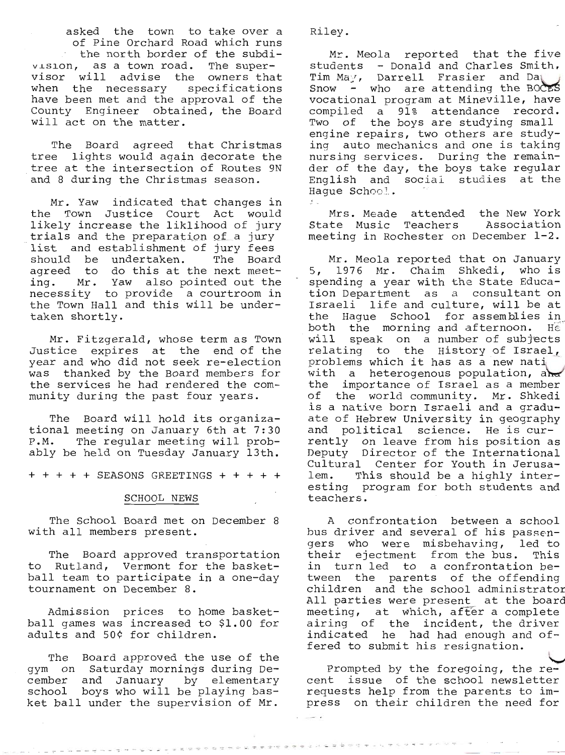asked the town to take over a of Pine Orchard Road which runs the north border of the subdivision, as a town road. The supervisor will advise the owners that when the necessary specifications have been met and the approval of the County Engineer obtained, the Board will act on the matter.

The Board agreed that Christmas tree lights would again decorate the tree at the intersection of Routes 9N and 8 during the Christmas season.

Mr. Yaw indicated that changes in the Town Justice Court Act would likely increase the liklihood of jury trials and the preparation of a jury list and establishment of jury fees should be undertaken. The Board agreed to do this at the next meeting. Mr. Yaw also pointed out the necessity to provide a courtroom in the Town Hall and this will be undertaken shortly.

Mr. Fitzgerald, whose term as Town Justice expires at the end of the year and who did not seek re-election was thanked by the Board members for the services he had rendered the community during the past four years.

The Board will hold its organizational meeting on January 6th at 7:30 P.M. The regular meeting will probably be held on Tuesday January 13th.

+ + + + + SEASONS GREETINGS + + + + +

## SCHOOL NEWS

The School Board met on December 8 with all members present.

The Board approved transportation to Rutland, Vermont for the basketball team to participate in a one-day tournament on December 8.

Admission prices to home basketball games was increased to $1.00 for adults and 50¢ for children.

The Board approved the use of the gym on Saturday mornings during December and January by elementary school boys who will be playing basket ball under the supervision of Mr. Riley.

Mr. Meola reported that the five students - Donald and Charles Smith, Tim May, Darrell Frasier and Dan Snow - who are attending the BOCES vocational program at Mineville, have compiled a 91% attendance record. Two of the boys are studying small engine repairs, two others are studying auto mechanics and one is taking nursing services. During the remainder of the day, the boys take regular English and social studies at the Hague School.

Mrs. Meade attended the New York State Music Teachers Association meeting in Rochester on December 1-2.

Mr. Meola reported that on January 5, 1976 Mr. Chaim Shkedi, who is spending a year with the State Education Department as a consultant on Israeli life and culture, will be at the Hague School for assemblies in both the morning and afternoon. He will speak on a number of subjects relating to the History of Israel, problems which it has as a new nation with a heterogenous population, and the importance of Israel as a member of the world community. Mr. Shkedi is a native born Israeli and a graduate of Hebrew University in geography and political science. He is currently on leave from his position as Deputy Director of the International Cultural Center for Youth in Jerusalem. This should be a highly interesting program for both students and teachers.

A confrontation between a school bus driver and several of his passengers who were misbehaving, led to their ejectment from the bus. This in turn led to a confrontation between the parents of the offending children and the school administrator All parties were present at the board meeting, at which, after a complete airing of the incident, the driver indicated he had had enough and offered to submit his resignation.

Prompted by the foregoing, the recent issue of the school newsletter requests help from the parents to impress on their children the need for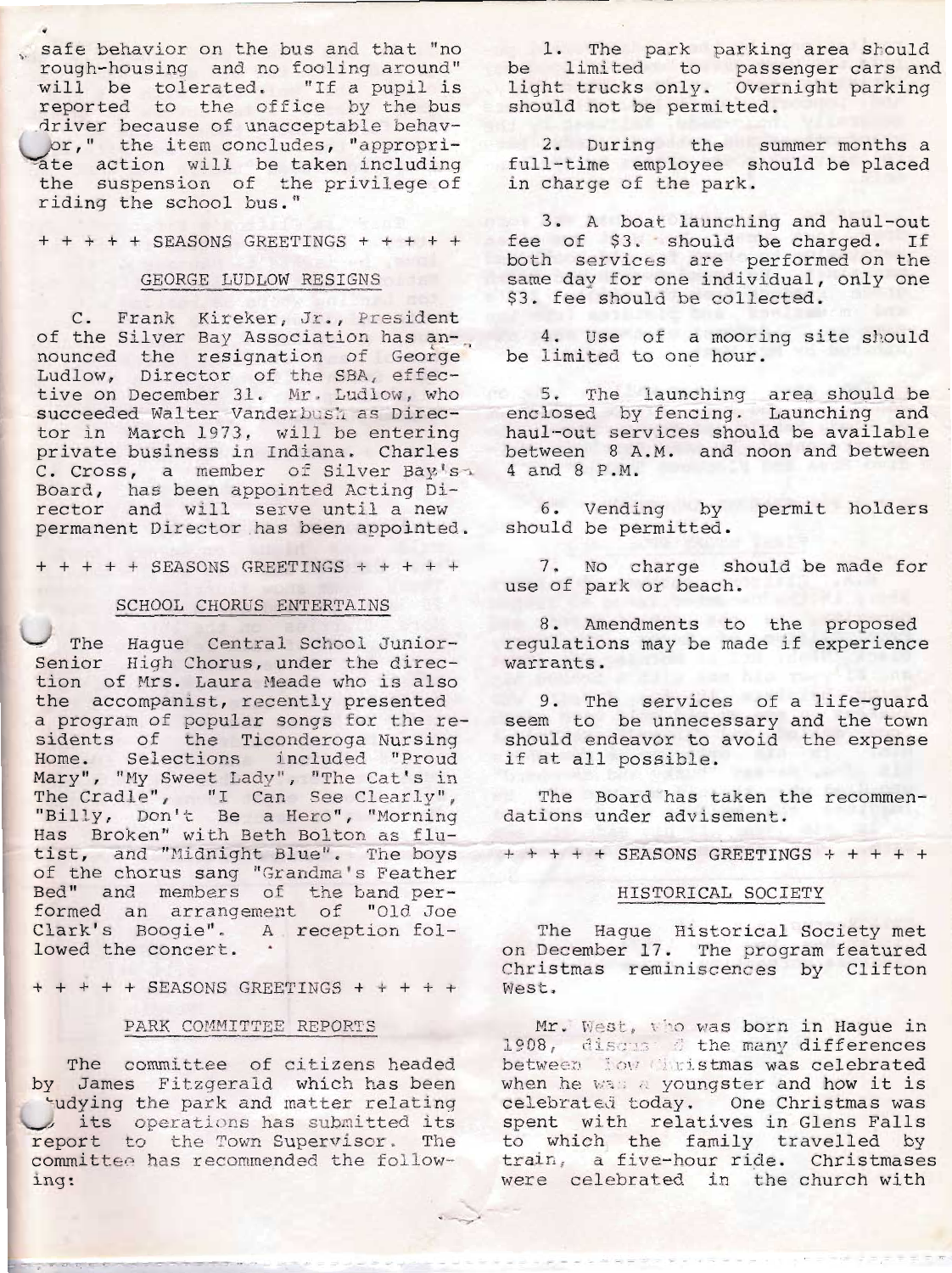safe behavior on the bus and that "no rough-housing and no fooling around" will be tolerated. "If a pupil is reported to the office by the bus driver because of unacceptable behavior," the item concludes, "appropriate action will be taken including the suspension of the privilege of riding the school bus."

+ + + + + SEASONS GREETINGS + + + + +

## GEORGE LUDLOW RESIGNS

C. Frank Kireker, Jr., President of the Silver Bay Association has announced the resignation of George Ludlow, Director of the SBA, effective on December 31. Mr. Ludlow, who succeeded Walter Vanderbush as Director in March 1973, will be entering private business in Indiana. Charles C. Cross, a member of Silver Bay's Board, has been appointed Acting Director and will serve until a new permanent Director has been appointed.

+ + + + + SEASONS GREETINGS + + + + +

## SCHOOL CHORUS ENTERTAINS

The Hague Central School Junior-Senior High Chorus, under the direction of Mrs. Laura Meade who is also the accompanist, recently presented a program of popular songs for the residents of the Ticonderoga Nursing Home. Selections included "Proud Mary", "My Sweet Lady", "The Cat's in The Cradle", "I Can See Clearly", "Billy, Don't Be a Hero", "Morning Has Broken" with Beth Bolton as flutist, and "Midnight Blue". The boys of the chorus sang "Grandma's Feather Bed" and members of the band performed an arrangement of "Old Joe Clark's Boogie". A reception followed the concert.

+ + + + + SEASONS GREETINGS + + + + +

## PARK COMMITTEE REPORTS

The committee of citizens headed by James Fitzgerald which has been studying the park and matter relating to its operations has submitted its report to the Town Supervisor. The committee has recommended the following:

1. The park parking area should be limited to passenger cars and light trucks only. Overnight parking should not be permitted.

2. During the summer months a full-time employee should be placed in charge of the park.

3. A boat launching and haul-out fee of $3. should be charged. If both services are performed on the same day for one individual, only one $3. fee should be collected.

4. Use of a mooring site should be limited to one hour.

5. The launching area should be enclosed by fencing. Launching and haul-out services should be available between 8 A.M. and noon and between 4 and 8 P.M.

6. Vending by permit holders should be permitted.

7. No charge should be made for use of park or beach.

8. Amendments to the proposed regulations may be made if experience warrants.

9. The services of a life-guard seem to be unnecessary and the town should endeavor to avoid the expense if at all possible.

The Board has taken the recommendations under advisement.

+ + + + + SEASONS GREETINGS + + + + +

## HISTORICAL SOCIETY

The Hague Historical Society met on December 17. The program featured Christmas reminiscences by Clifton West.

Mr. West, who was born in Hague in 1908, discussed the many differences between how Christmas was celebrated when he was a youngster and how it is celebrated today. One Christmas was spent with relatives in Glens Falls to which the family travelled by train, a five-hour ride. Christmases were celebrated in the church with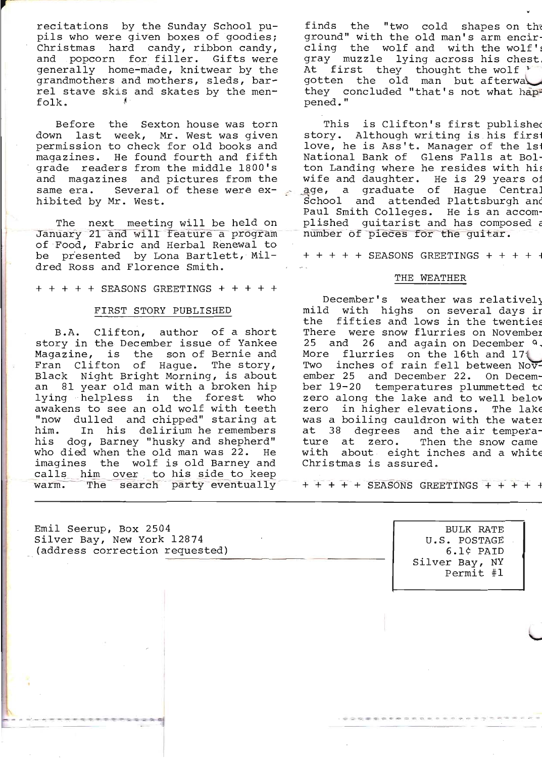recitations by the Sunday School pupils who were given boxes of goodies; Christmas hard candy, ribbon candy, and popcorn for filler. Gifts were generally home-made, knitwear by the grandmothers and mothers, sleds, barrel stave skis and skates by the menfolk.

Before the Sexton house was torn down last week, Mr. West was given permission to check for old books and magazines. He found fourth and fifth grade readers from the middle 1800's and magazines and pictures from the same era. Several of these were exhibited by Mr. West.

The next meeting will be held on January 21 and will feature a program of Food, Fabric and Herbal Renewal to be presented by Lona Bartlett, Mildred Ross and Florence Smith.

+ + + + + SEASONS GREETINGS + + + + +

## FIRST STORY PUBLISHED

B.A. Clifton, author of a short story in the December issue of Yankee Magazine, is the son of Bernie and Fran Clifton of Hague. The story, Black Night Bright Morning, is about an 81 year old man with a broken hip lying helpless in the forest who awakens to see an old wolf with teeth "now dulled and chipped" staring at him. In his delirium he remembers his dog, Barney "husky and shepherd" who died when the old man was 22. He imagines the wolf is old Barney and calls him over to his side to keep warm. The search party eventually finds the "two cold shapes on the ground" with the old man's arm encircling the wolf and with the wolf's gray muzzle lying across his chest. At first they thought the wolf had gotten the old man but afterward they concluded "that's not what happened."

This is Clifton's first published story. Although writing is his first love, he is Ass't. Manager of the 1st National Bank of Glens Falls at Bolton Landing where he resides with his wife and daughter. He is 29 years of age, a graduate of Hague Central School and attended Plattsburgh and Paul Smith Colleges. He is an accomplished guitarist and has composed a number of pieces for the guitar.

+ + + + + SEASONS GREETINGS + + + + +

## THE WEATHER

December's weather was relatively mild with highs on several days in the fifties and lows in the twenties. There were snow flurries on November 25 and 26 and again on December 9. More flurries on the 16th and 17th. Two inches of rain fell between November 25 and December 22. On December 19-20 temperatures plummetted to zero along the lake and to well below zero in higher elevations. The lake was a boiling cauldron with the water at 38 degrees and the air temperature at zero. Then the snow came with about eight inches and a white Christmas is assured.

+ + + + + SEASONS GREETINGS + + + + +

Emil Seerup, Box 2504
Silver Bay, New York 12874
(address correction requested)

BULK RATE
U.S. POSTAGE
6.1¢ PAID
Silver Bay, NY
Permit #1